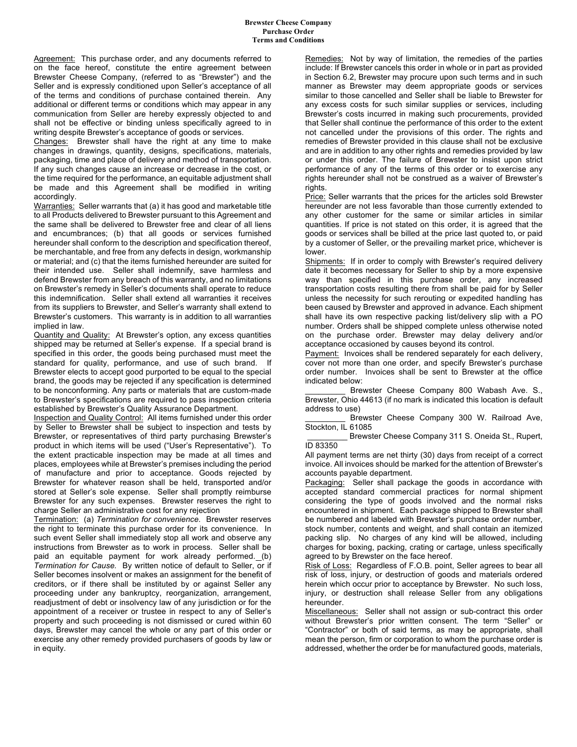# Brewster Cheese Company
## Purchase Order
## Terms and Conditions

Agreement: This purchase order, and any documents referred to on the face hereof, constitute the entire agreement between Brewster Cheese Company, (referred to as "Brewster") and the Seller and is expressly conditioned upon Seller's acceptance of all of the terms and conditions of purchase contained therein. Any additional or different terms or conditions which may appear in any communication from Seller are hereby expressly objected to and shall not be effective or binding unless specifically agreed to in writing despite Brewster's acceptance of goods or services.

Changes: Brewster shall have the right at any time to make changes in drawings, quantity, designs, specifications, materials, packaging, time and place of delivery and method of transportation. If any such changes cause an increase or decrease in the cost, or the time required for the performance, an equitable adjustment shall be made and this Agreement shall be modified in writing accordingly.

Warranties: Seller warrants that (a) it has good and marketable title to all Products delivered to Brewster pursuant to this Agreement and the same shall be delivered to Brewster free and clear of all liens and encumbrances; (b) that all goods or services furnished hereunder shall conform to the description and specification thereof, be merchantable, and free from any defects in design, workmanship or material; and (c) that the items furnished hereunder are suited for their intended use. Seller shall indemnify, save harmless and defend Brewster from any breach of this warranty, and no limitations on Brewster's remedy in Seller's documents shall operate to reduce this indemnification. Seller shall extend all warranties it receives from its suppliers to Brewster, and Seller's warranty shall extend to Brewster's customers. This warranty is in addition to all warranties implied in law.

Quantity and Quality: At Brewster's option, any excess quantities shipped may be returned at Seller's expense. If a special brand is specified in this order, the goods being purchased must meet the standard for quality, performance, and use of such brand. If Brewster elects to accept good purported to be equal to the special brand, the goods may be rejected if any specification is determined to be nonconforming. Any parts or materials that are custom-made to Brewster's specifications are required to pass inspection criteria established by Brewster's Quality Assurance Department.

Inspection and Quality Control: All items furnished under this order by Seller to Brewster shall be subject to inspection and tests by Brewster, or representatives of third party purchasing Brewster's product in which items will be used ("User's Representative"). To the extent practicable inspection may be made at all times and places, employees while at Brewster's premises including the period of manufacture and prior to acceptance. Goods rejected by Brewster for whatever reason shall be held, transported and/or stored at Seller's sole expense. Seller shall promptly reimburse Brewster for any such expenses. Brewster reserves the right to charge Seller an administrative cost for any rejection

Termination: (a) *Termination for convenience*. Brewster reserves the right to terminate this purchase order for its convenience. In such event Seller shall immediately stop all work and observe any instructions from Brewster as to work in process. Seller shall be paid an equitable payment for work already performed. (b) *Termination for Cause.* By written notice of default to Seller, or if Seller becomes insolvent or makes an assignment for the benefit of creditors, or if there shall be instituted by or against Seller any proceeding under any bankruptcy, reorganization, arrangement, readjustment of debt or insolvency law of any jurisdiction or for the appointment of a receiver or trustee in respect to any of Seller's property and such proceeding is not dismissed or cured within 60 days, Brewster may cancel the whole or any part of this order or exercise any other remedy provided purchasers of goods by law or in equity.

Remedies: Not by way of limitation, the remedies of the parties include: If Brewster cancels this order in whole or in part as provided in Section 6.2, Brewster may procure upon such terms and in such manner as Brewster may deem appropriate goods or services similar to those cancelled and Seller shall be liable to Brewster for any excess costs for such similar supplies or services, including Brewster's costs incurred in making such procurements, provided that Seller shall continue the performance of this order to the extent not cancelled under the provisions of this order. The rights and remedies of Brewster provided in this clause shall not be exclusive and are in addition to any other rights and remedies provided by law or under this order. The failure of Brewster to insist upon strict performance of any of the terms of this order or to exercise any rights hereunder shall not be construed as a waiver of Brewster's rights.

Price: Seller warrants that the prices for the articles sold Brewster hereunder are not less favorable than those currently extended to any other customer for the same or similar articles in similar quantities. If price is not stated on this order, it is agreed that the goods or services shall be billed at the price last quoted to, or paid by a customer of Seller, or the prevailing market price, whichever is lower.

Shipments: If in order to comply with Brewster's required delivery date it becomes necessary for Seller to ship by a more expensive way than specified in this purchase order, any increased transportation costs resulting there from shall be paid for by Seller unless the necessity for such rerouting or expedited handling has been caused by Brewster and approved in advance. Each shipment shall have its own respective packing list/delivery slip with a PO number. Orders shall be shipped complete unless otherwise noted on the purchase order. Brewster may delay delivery and/or acceptance occasioned by causes beyond its control.

Payment: Invoices shall be rendered separately for each delivery, cover not more than one order, and specify Brewster's purchase order number. Invoices shall be sent to Brewster at the office indicated below:

_________ Brewster Cheese Company 800 Wabash Ave. S., Brewster, Ohio 44613 (if no mark is indicated this location is default address to use)

_________ Brewster Cheese Company 300 W. Railroad Ave, Stockton, IL 61085

_________ Brewster Cheese Company 311 S. Oneida St., Rupert, ID 83350

All payment terms are net thirty (30) days from receipt of a correct invoice. All invoices should be marked for the attention of Brewster's accounts payable department.

Packaging: Seller shall package the goods in accordance with accepted standard commercial practices for normal shipment considering the type of goods involved and the normal risks encountered in shipment. Each package shipped to Brewster shall be numbered and labeled with Brewster's purchase order number, stock number, contents and weight, and shall contain an itemized packing slip. No charges of any kind will be allowed, including charges for boxing, packing, crating or cartage, unless specifically agreed to by Brewster on the face hereof.

Risk of Loss: Regardless of F.O.B. point, Seller agrees to bear all risk of loss, injury, or destruction of goods and materials ordered herein which occur prior to acceptance by Brewster. No such loss, injury, or destruction shall release Seller from any obligations hereunder.

Miscellaneous: Seller shall not assign or sub-contract this order without Brewster's prior written consent. The term "Seller" or "Contractor" or both of said terms, as may be appropriate, shall mean the person, firm or corporation to whom the purchase order is addressed, whether the order be for manufactured goods, materials,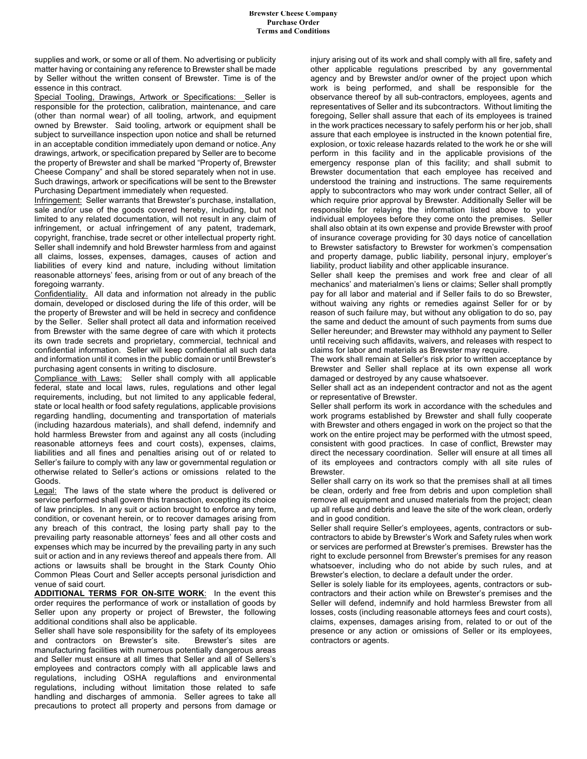supplies and work, or some or all of them. No advertising or publicity matter having or containing any reference to Brewster shall be made by Seller without the written consent of Brewster. Time is of the essence in this contract.

Special Tooling, Drawings, Artwork or Specifications: Seller is responsible for the protection, calibration, maintenance, and care (other than normal wear) of all tooling, artwork, and equipment owned by Brewster. Said tooling, artwork or equipment shall be subject to surveillance inspection upon notice and shall be returned in an acceptable condition immediately upon demand or notice. Any drawings, artwork, or specification prepared by Seller are to become the property of Brewster and shall be marked "Property of, Brewster Cheese Company" and shall be stored separately when not in use. Such drawings, artwork or specifications will be sent to the Brewster Purchasing Department immediately when requested.

Infringement: Seller warrants that Brewster's purchase, installation, sale and/or use of the goods covered hereby, including, but not limited to any related documentation, will not result in any claim of infringement, or actual infringement of any patent, trademark, copyright, franchise, trade secret or other intellectual property right. Seller shall indemnify and hold Brewster harmless from and against all claims, losses, expenses, damages, causes of action and liabilities of every kind and nature, including without limitation reasonable attorneys' fees, arising from or out of any breach of the foregoing warranty.

Confidentiality. All data and information not already in the public domain, developed or disclosed during the life of this order, will be the property of Brewster and will be held in secrecy and confidence by the Seller. Seller shall protect all data and information received from Brewster with the same degree of care with which it protects its own trade secrets and proprietary, commercial, technical and confidential information. Seller will keep confidential all such data and information until it comes in the public domain or until Brewster's purchasing agent consents in writing to disclosure.

Compliance with Laws: Seller shall comply with all applicable federal, state and local laws, rules, regulations and other legal requirements, including, but not limited to any applicable federal, state or local health or food safety regulations, applicable provisions regarding handling, documenting and transportation of materials (including hazardous materials), and shall defend, indemnify and hold harmless Brewster from and against any all costs (including reasonable attorneys fees and court costs), expenses, claims, liabilities and all fines and penalties arising out of or related to Seller's failure to comply with any law or governmental regulation or otherwise related to Seller's actions or omissions related to the Goods.

Legal: The laws of the state where the product is delivered or service performed shall govern this transaction, excepting its choice of law principles. In any suit or action brought to enforce any term, condition, or covenant herein, or to recover damages arising from any breach of this contract, the losing party shall pay to the prevailing party reasonable attorneys' fees and all other costs and expenses which may be incurred by the prevailing party in any such suit or action and in any reviews thereof and appeals there from. All actions or lawsuits shall be brought in the Stark County Ohio Common Pleas Court and Seller accepts personal jurisdiction and venue of said court.

**ADDITIONAL TERMS FOR ON-SITE WORK**: In the event this order requires the performance of work or installation of goods by Seller upon any property or project of Brewster, the following additional conditions shall also be applicable.

Seller shall have sole responsibility for the safety of its employees and contractors on Brewster's site. Brewster's sites are manufacturing facilities with numerous potentially dangerous areas and Seller must ensure at all times that Seller and all of Sellers's employees and contractors comply with all applicable laws and regulations, including OSHA regulaftions and environmental regulations, including without limitation those related to safe handling and discharges of ammonia. Seller agrees to take all precautions to protect all property and persons from damage or injury arising out of its work and shall comply with all fire, safety and other applicable regulations prescribed by any governmental agency and by Brewster and/or owner of the project upon which work is being performed, and shall be responsible for the observance thereof by all sub-contractors, employees, agents and representatives of Seller and its subcontractors. Without limiting the foregoing, Seller shall assure that each of its employees is trained in the work practices necessary to safely perform his or her job, shall assure that each employee is instructed in the known potential fire, explosion, or toxic release hazards related to the work he or she will perform in this facility and in the applicable provisions of the emergency response plan of this facility; and shall submit to Brewster documentation that each employee has received and understood the training and instructions. The same requirements apply to subcontractors who may work under contract Seller, all of which require prior approval by Brewster. Additionally Seller will be responsible for relaying the information listed above to your individual employees before they come onto the premises. Seller shall also obtain at its own expense and provide Brewster with proof of insurance coverage providing for 30 days notice of cancellation to Brewster satisfactory to Brewster for workmen's compensation and property damage, public liability, personal injury, employer's liability, product liability and other applicable insurance.

Seller shall keep the premises and work free and clear of all mechanics' and materialmen's liens or claims; Seller shall promptly pay for all labor and material and if Seller fails to do so Brewster, without waiving any rights or remedies against Seller for or by reason of such failure may, but without any obligation to do so, pay the same and deduct the amount of such payments from sums due Seller hereunder; and Brewster may withhold any payment to Seller until receiving such affidavits, waivers, and releases with respect to claims for labor and materials as Brewster may require.

The work shall remain at Seller's risk prior to written acceptance by Brewster and Seller shall replace at its own expense all work damaged or destroyed by any cause whatsoever.

Seller shall act as an independent contractor and not as the agent or representative of Brewster.

Seller shall perform its work in accordance with the schedules and work programs established by Brewster and shall fully cooperate with Brewster and others engaged in work on the project so that the work on the entire project may be performed with the utmost speed, consistent with good practices. In case of conflict, Brewster may direct the necessary coordination. Seller will ensure at all times all of its employees and contractors comply with all site rules of Brewster.

Seller shall carry on its work so that the premises shall at all times be clean, orderly and free from debris and upon completion shall remove all equipment and unused materials from the project; clean up all refuse and debris and leave the site of the work clean, orderly and in good condition.

Seller shall require Seller's employees, agents, contractors or sub-contractors to abide by Brewster's Work and Safety rules when work or services are performed at Brewster's premises. Brewster has the right to exclude personnel from Brewster's premises for any reason whatsoever, including who do not abide by such rules, and at Brewster's election, to declare a default under the order.

Seller is solely liable for its employees, agents, contractors or sub-contractors and their action while on Brewster's premises and the Seller will defend, indemnify and hold harmless Brewster from all losses, costs (including reasonable attorneys fees and court costs), claims, expenses, damages arising from, related to or out of the presence or any action or omissions of Seller or its employees, contractors or agents.